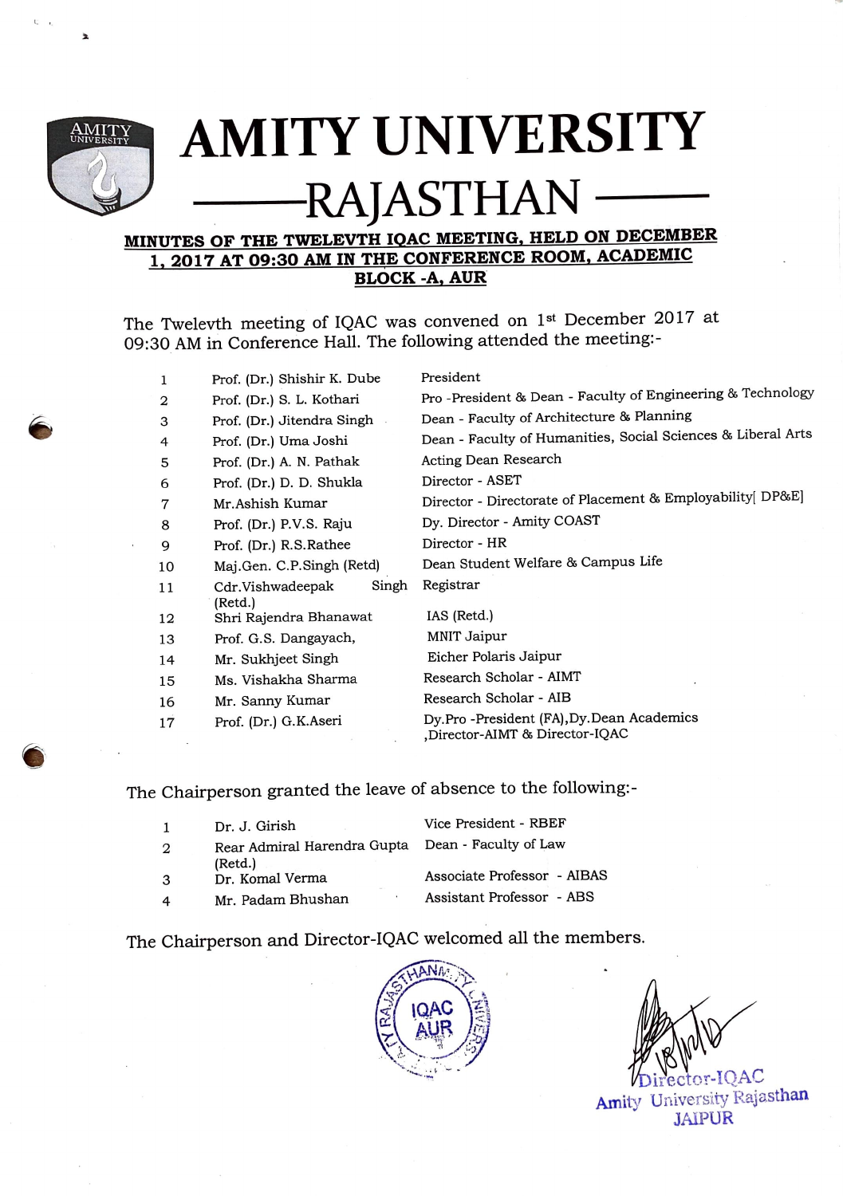# AMITY UNIVERSITY RAJASTHAN

## MINUTES OF THE TWELEVTH IQAC MEETING, HELD ON DECEMBER 1, 2017 AT 09:30 AM IN THE CONFERENCE ROOM, ACADEMIC BLOCK -A, AUR

The Twelevth meeting of IQAC was convened on 1st December 2017 at 09:30 AM in Conference Hall. The following attended the meeting:-

| | | |
|---|---|---|
| 1 | Prof. (Dr.) Shishir K. Dube | President |
| 2 | Prof. (Dr.) S. L. Kothari | Pro -President & Dean - Faculty of Engineering & Technology |
| 3 | Prof. (Dr.) Jitendra Singh | Dean - Faculty of Architecture & Planning |
| 4 | Prof. (Dr.) Uma Joshi | Dean - Faculty of Humanities, Social Sciences & Liberal Arts |
| 5 | Prof. (Dr.) A. N. Pathak | Acting Dean Research |
| 6 | Prof. (Dr.) D. D. Shukla | Director - ASET |
| 7 | Mr.Ashish Kumar | Director - Directorate of Placement & Employability[ DP&E] |
| 8 | Prof. (Dr.) P.V.S. Raju | Dy. Director - Amity COAST |
| 9 | Prof. (Dr.) R.S.Rathee | Director - HR |
| 10 | Maj.Gen. C.P.Singh (Retd) | Dean Student Welfare & Campus Life |
| 11 | Cdr.Vishwadeepak Singh (Retd.) | Registrar |
| 12 | Shri Rajendra Bhanawat | IAS (Retd.) |
| 13 | Prof. G.S. Dangayach, | MNIT Jaipur |
| 14 | Mr. Sukhjeet Singh | Eicher Polaris Jaipur |
| 15 | Ms. Vishakha Sharma | Research Scholar - AIMT |
| 16 | Mr. Sanny Kumar | Research Scholar - AIB |
| 17 | Prof. (Dr.) G.K.Aseri | Dy.Pro -President (FA),Dy.Dean Academics ,Director-AIMT & Director-IQAC |

The Chairperson granted the leave of absence to the following:-

| | | |
|---|---|---|
| 1 | Dr. J. Girish | Vice President - RBEF |
| 2 | Rear Admiral Harendra Gupta (Retd.) | Dean - Faculty of Law |
| 3 | Dr. Komal Verma | Associate Professor - AIBAS |
| 4 | Mr. Padam Bhushan | Assistant Professor - ABS |

The Chairperson and Director-IQAC welcomed all the members.

IQAC AUR

Director-IQAC
Amity University Rajasthan
JAIPUR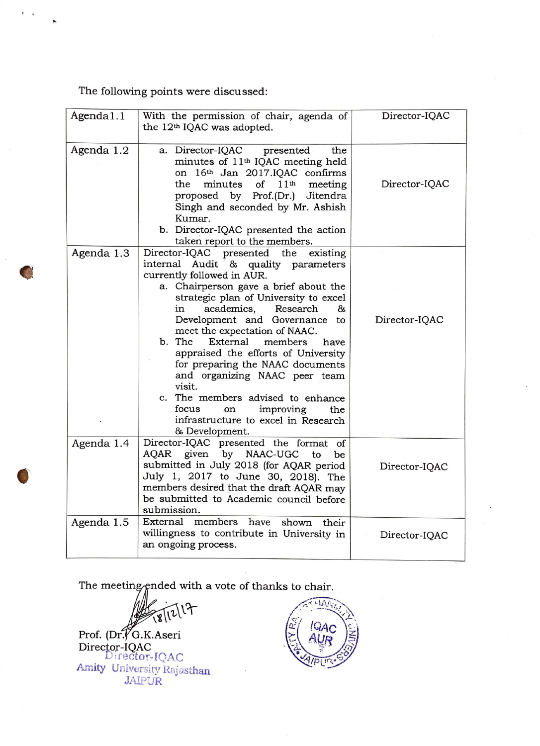The following points were discussed:

| Agenda1.1 | With the permission of chair, agenda of the 12th IQAC was adopted. | Director-IQAC |
|---|---|---|
| Agenda 1.2 | a. Director-IQAC presented the minutes of 11th IQAC meeting held on 16th Jan 2017.IQAC confirms the minutes of 11th meeting proposed by Prof.(Dr.) Jitendra Singh and seconded by Mr. Ashish Kumar.<br>b. Director-IQAC presented the action taken report to the members. | Director-IQAC |
| Agenda 1.3 | Director-IQAC presented the existing internal Audit & quality parameters currently followed in AUR.<br>a. Chairperson gave a brief about the strategic plan of University to excel in academics, Research & Development and Governance to meet the expectation of NAAC.<br>b. The External members have appraised the efforts of University for preparing the NAAC documents and organizing NAAC peer team visit.<br>c. The members advised to enhance focus on improving the infrastructure to excel in Research & Development. | Director-IQAC |
| Agenda 1.4 | Director-IQAC presented the format of AQAR given by NAAC-UGC to be submitted in July 2018 (for AQAR period July 1, 2017 to June 30, 2018). The members desired that the draft AQAR may be submitted to Academic council before submission. | Director-IQAC |
| Agenda 1.5 | External members have shown their willingness to contribute in University in an ongoing process. | Director-IQAC |

The meeting ended with a vote of thanks to chair.

18/12/17

Prof. (Dr.) G.K.Aseri
Director-IQAC
Director-IQAC
Amity University Rajasthan
JAIPUR

IQAC AUR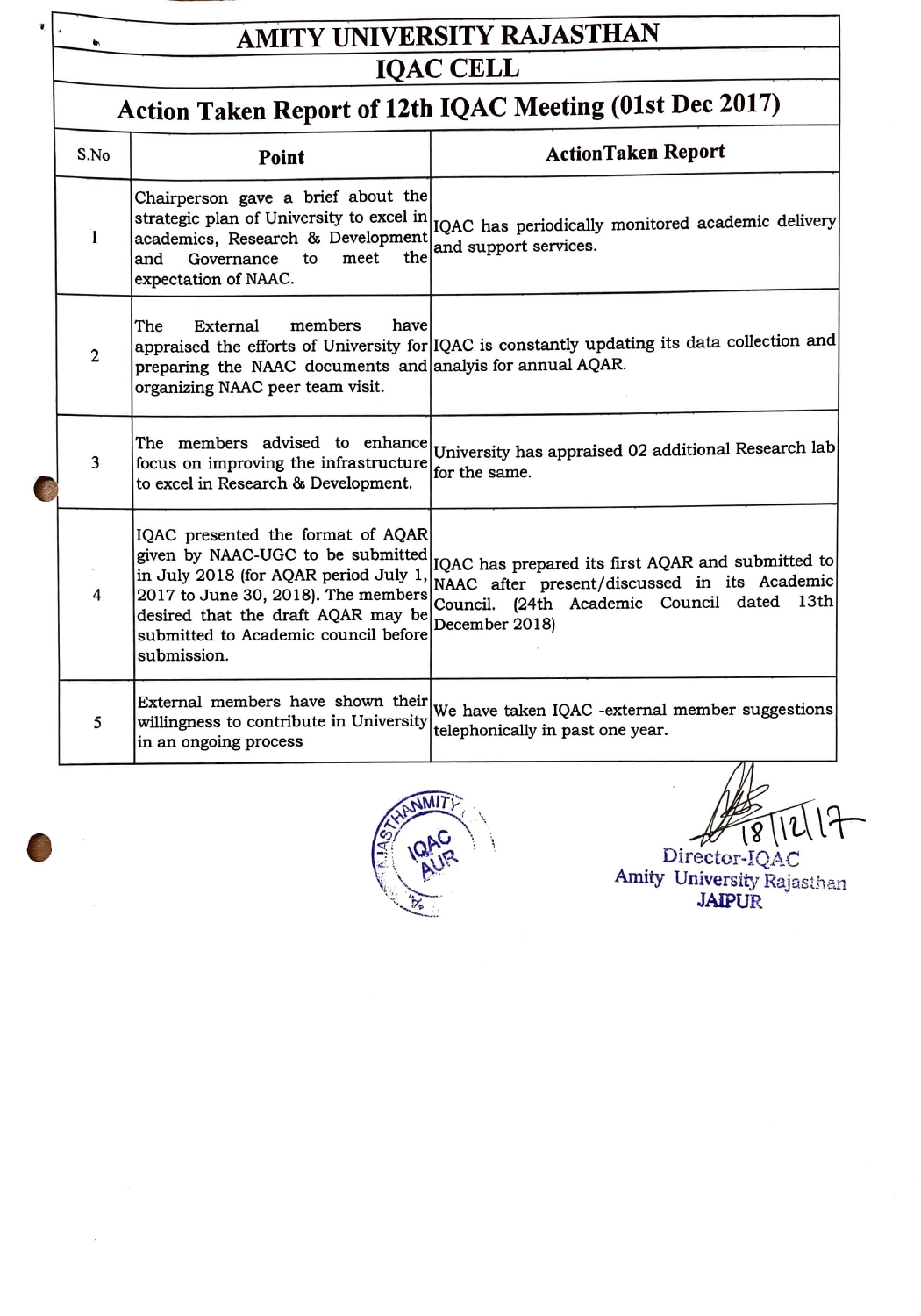# AMITY UNIVERSITY RAJASTHAN

## IQAC CELL

## Action Taken Report of 12th IQAC Meeting (01st Dec 2017)

| S.No | Point | ActionTaken Report |
|---|---|---|
| 1 | Chairperson gave a brief about the strategic plan of University to excel in academics, Research & Development and Governance to meet the expectation of NAAC. | IQAC has periodically monitored academic delivery and support services. |
| 2 | The External members have appraised the efforts of University for preparing the NAAC documents and organizing NAAC peer team visit. | IQAC is constantly updating its data collection and analyis for annual AQAR. |
| 3 | The members advised to enhance focus on improving the infrastructure to excel in Research & Development. | University has appraised 02 additional Research lab for the same. |
| 4 | IQAC presented the format of AQAR given by NAAC-UGC to be submitted in July 2018 (for AQAR period July 1, 2017 to June 30, 2018). The members desired that the draft AQAR may be submitted to Academic council before submission. | IQAC has prepared its first AQAR and submitted to NAAC after present/discussed in its Academic Council. (24th Academic Council dated 13th December 2018) |
| 5 | External members have shown their willingness to contribute in University in an ongoing process | We have taken IQAC -external member suggestions telephonically in past one year. |

18/12/17

Director-IQAC
Amity University Rajasthan
JAIPUR